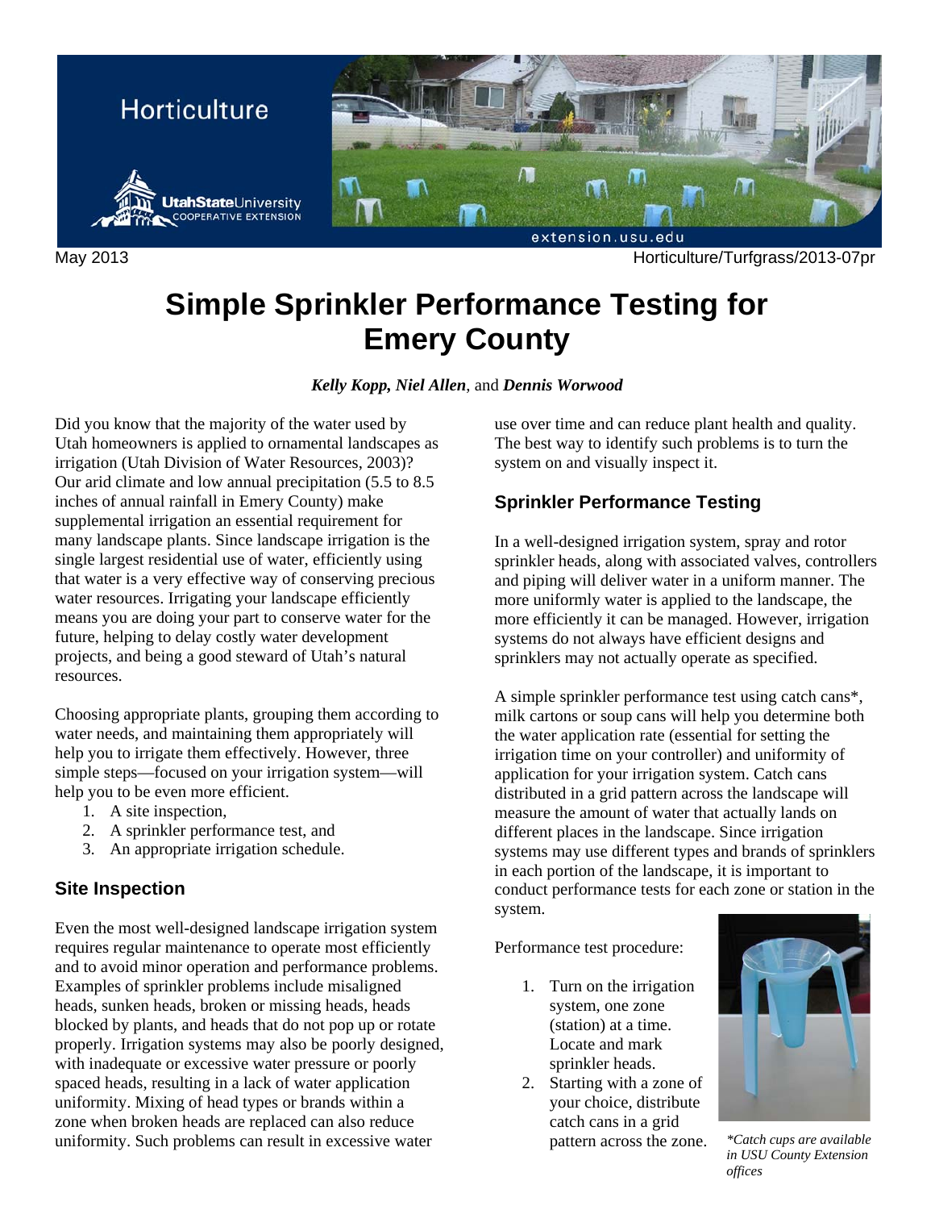Horticulture

May 2013 Horticulture/Turfgrass/2013-07pr

# Simple Sprinkler Performance Testing for Emery County

***Kelly Kopp, Niel Allen***, and ***Dennis Worwood***

Did you know that the majority of the water used by Utah homeowners is applied to ornamental landscapes as irrigation (Utah Division of Water Resources, 2003)? Our arid climate and low annual precipitation (5.5 to 8.5 inches of annual rainfall in Emery County) make supplemental irrigation an essential requirement for many landscape plants. Since landscape irrigation is the single largest residential use of water, efficiently using that water is a very effective way of conserving precious water resources. Irrigating your landscape efficiently means you are doing your part to conserve water for the future, helping to delay costly water development projects, and being a good steward of Utah's natural resources.

Choosing appropriate plants, grouping them according to water needs, and maintaining them appropriately will help you to irrigate them effectively. However, three simple steps—focused on your irrigation system—will help you to be even more efficient.

1. A site inspection,
2. A sprinkler performance test, and
3. An appropriate irrigation schedule.

## Site Inspection

Even the most well-designed landscape irrigation system requires regular maintenance to operate most efficiently and to avoid minor operation and performance problems. Examples of sprinkler problems include misaligned heads, sunken heads, broken or missing heads, heads blocked by plants, and heads that do not pop up or rotate properly. Irrigation systems may also be poorly designed, with inadequate or excessive water pressure or poorly spaced heads, resulting in a lack of water application uniformity. Mixing of head types or brands within a zone when broken heads are replaced can also reduce uniformity. Such problems can result in excessive water use over time and can reduce plant health and quality. The best way to identify such problems is to turn the system on and visually inspect it.

## Sprinkler Performance Testing

In a well-designed irrigation system, spray and rotor sprinkler heads, along with associated valves, controllers and piping will deliver water in a uniform manner. The more uniformly water is applied to the landscape, the more efficiently it can be managed. However, irrigation systems do not always have efficient designs and sprinklers may not actually operate as specified.

A simple sprinkler performance test using catch cans*, milk cartons or soup cans will help you determine both the water application rate (essential for setting the irrigation time on your controller) and uniformity of application for your irrigation system. Catch cans distributed in a grid pattern across the landscape will measure the amount of water that actually lands on different places in the landscape. Since irrigation systems may use different types and brands of sprinklers in each portion of the landscape, it is important to conduct performance tests for each zone or station in the system.

Performance test procedure:

1. Turn on the irrigation system, one zone (station) at a time. Locate and mark sprinkler heads.
2. Starting with a zone of your choice, distribute catch cans in a grid pattern across the zone.

*\*Catch cups are available in USU County Extension offices*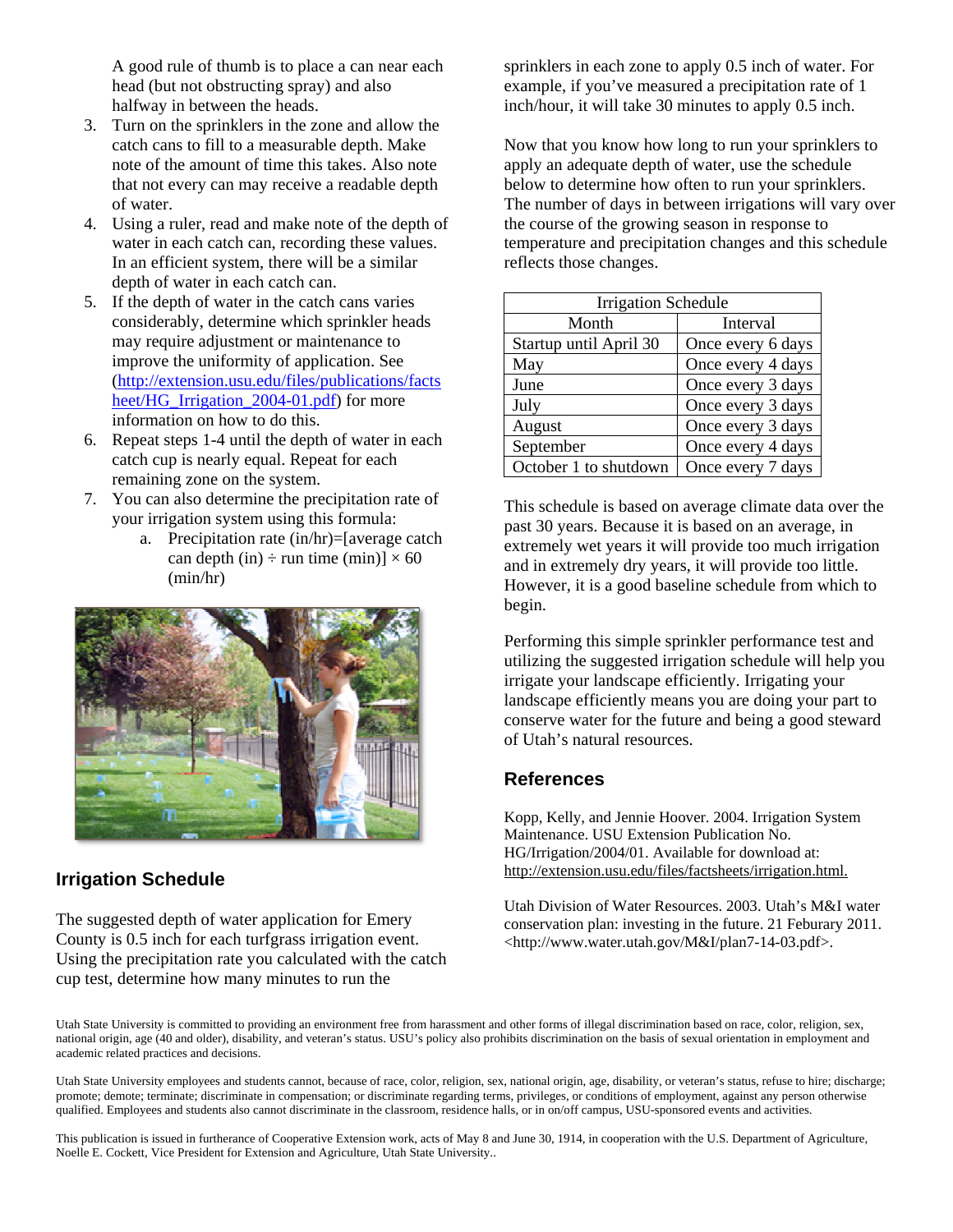A good rule of thumb is to place a can near each head (but not obstructing spray) and also halfway in between the heads.

3. Turn on the sprinklers in the zone and allow the catch cans to fill to a measurable depth. Make note of the amount of time this takes. Also note that not every can may receive a readable depth of water.
4. Using a ruler, read and make note of the depth of water in each catch can, recording these values. In an efficient system, there will be a similar depth of water in each catch can.
5. If the depth of water in the catch cans varies considerably, determine which sprinkler heads may require adjustment or maintenance to improve the uniformity of application. See (http://extension.usu.edu/files/publications/factsheet/HG_Irrigation_2004-01.pdf) for more information on how to do this.
6. Repeat steps 1-4 until the depth of water in each catch cup is nearly equal. Repeat for each remaining zone on the system.
7. You can also determine the precipitation rate of your irrigation system using this formula:
    a. Precipitation rate (in/hr)=[average catch can depth (in) ÷ run time (min)] × 60 (min/hr)

## Irrigation Schedule

The suggested depth of water application for Emery County is 0.5 inch for each turfgrass irrigation event. Using the precipitation rate you calculated with the catch cup test, determine how many minutes to run the sprinklers in each zone to apply 0.5 inch of water. For example, if you've measured a precipitation rate of 1 inch/hour, it will take 30 minutes to apply 0.5 inch.

Now that you know how long to run your sprinklers to apply an adequate depth of water, use the schedule below to determine how often to run your sprinklers. The number of days in between irrigations will vary over the course of the growing season in response to temperature and precipitation changes and this schedule reflects those changes.

| Irrigation Schedule | |
|---|---|
| Month | Interval |
| Startup until April 30 | Once every 6 days |
| May | Once every 4 days |
| June | Once every 3 days |
| July | Once every 3 days |
| August | Once every 3 days |
| September | Once every 4 days |
| October 1 to shutdown | Once every 7 days |

This schedule is based on average climate data over the past 30 years. Because it is based on an average, in extremely wet years it will provide too much irrigation and in extremely dry years, it will provide too little. However, it is a good baseline schedule from which to begin.

Performing this simple sprinkler performance test and utilizing the suggested irrigation schedule will help you irrigate your landscape efficiently. Irrigating your landscape efficiently means you are doing your part to conserve water for the future and being a good steward of Utah's natural resources.

## References

Kopp, Kelly, and Jennie Hoover. 2004. Irrigation System Maintenance. USU Extension Publication No. HG/Irrigation/2004/01. Available for download at: http://extension.usu.edu/files/factsheets/irrigation.html.

Utah Division of Water Resources. 2003. Utah's M&I water conservation plan: investing in the future. 21 Feburary 2011. <http://www.water.utah.gov/M&I/plan7-14-03.pdf>.

Utah State University is committed to providing an environment free from harassment and other forms of illegal discrimination based on race, color, religion, sex, national origin, age (40 and older), disability, and veteran's status. USU's policy also prohibits discrimination on the basis of sexual orientation in employment and academic related practices and decisions.

Utah State University employees and students cannot, because of race, color, religion, sex, national origin, age, disability, or veteran's status, refuse to hire; discharge; promote; demote; terminate; discriminate in compensation; or discriminate regarding terms, privileges, or conditions of employment, against any person otherwise qualified. Employees and students also cannot discriminate in the classroom, residence halls, or in on/off campus, USU-sponsored events and activities.

This publication is issued in furtherance of Cooperative Extension work, acts of May 8 and June 30, 1914, in cooperation with the U.S. Department of Agriculture, Noelle E. Cockett, Vice President for Extension and Agriculture, Utah State University..